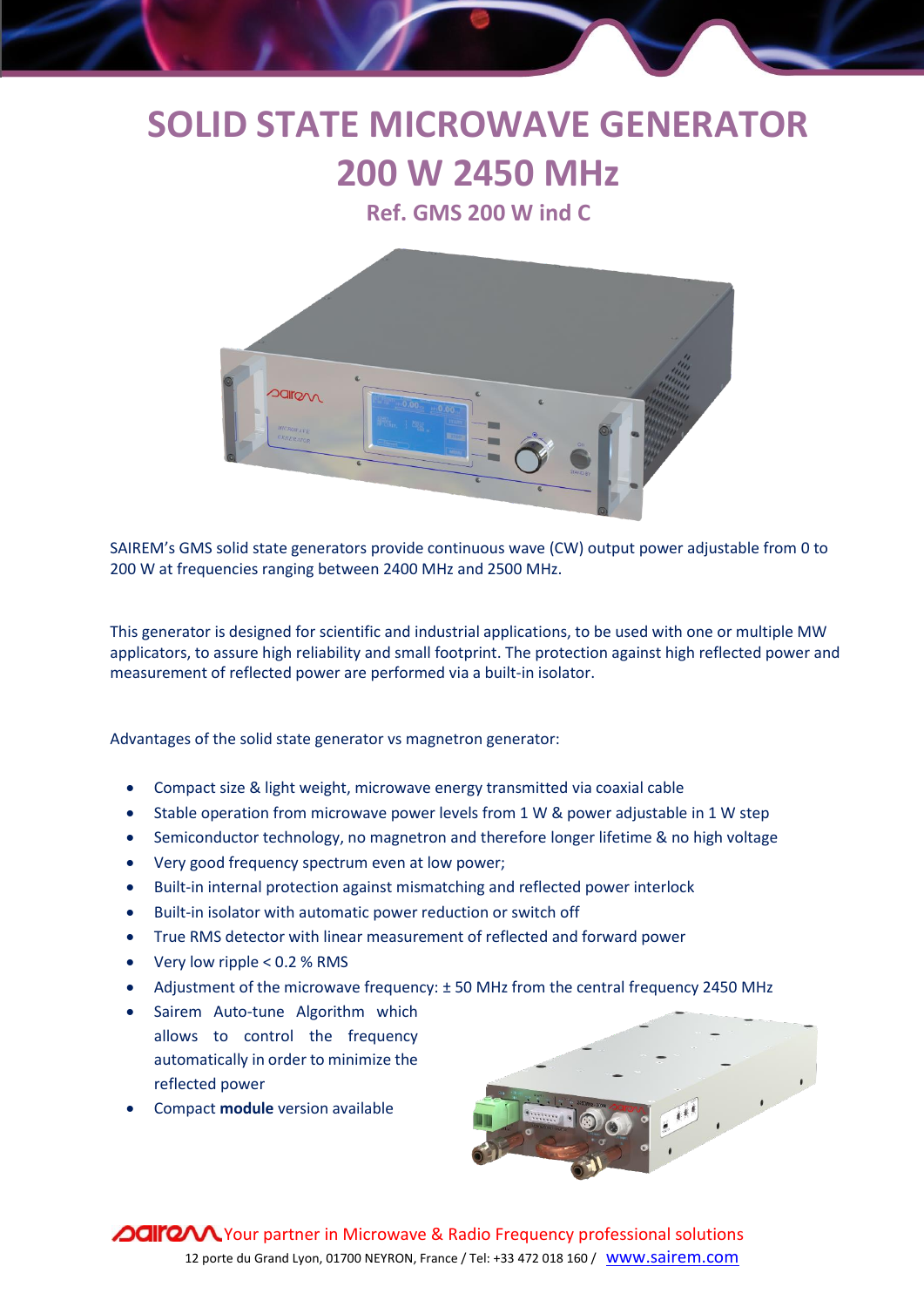# SOLID STATE MICROWAVE GENERATOR

# 200 W 2450 MHz

## Ref. GMS 200 W ind C

SAIREM's GMS solid state generators provide continuous wave (CW) output power adjustable from 0 to 200 W at frequencies ranging between 2400 MHz and 2500 MHz.

This generator is designed for scientific and industrial applications, to be used with one or multiple MW applicators, to assure high reliability and small footprint. The protection against high reflected power and measurement of reflected power are performed via a built-in isolator.

Advantages of the solid state generator vs magnetron generator:

- Compact size & light weight, microwave energy transmitted via coaxial cable
- Stable operation from microwave power levels from 1 W & power adjustable in 1 W step
- Semiconductor technology, no magnetron and therefore longer lifetime & no high voltage
- Very good frequency spectrum even at low power;
- Built-in internal protection against mismatching and reflected power interlock
- Built-in isolator with automatic power reduction or switch off
- True RMS detector with linear measurement of reflected and forward power
- Very low ripple < 0.2 % RMS
- Adjustment of the microwave frequency: ± 50 MHz from the central frequency 2450 MHz
- Sairem Auto-tune Algorithm which allows to control the frequency automatically in order to minimize the reflected power
- Compact **module** version available

sairem Your partner in Microwave & Radio Frequency professional solutions

12 porte du Grand Lyon, 01700 NEYRON, France / Tel: +33 472 018 160 / www.sairem.com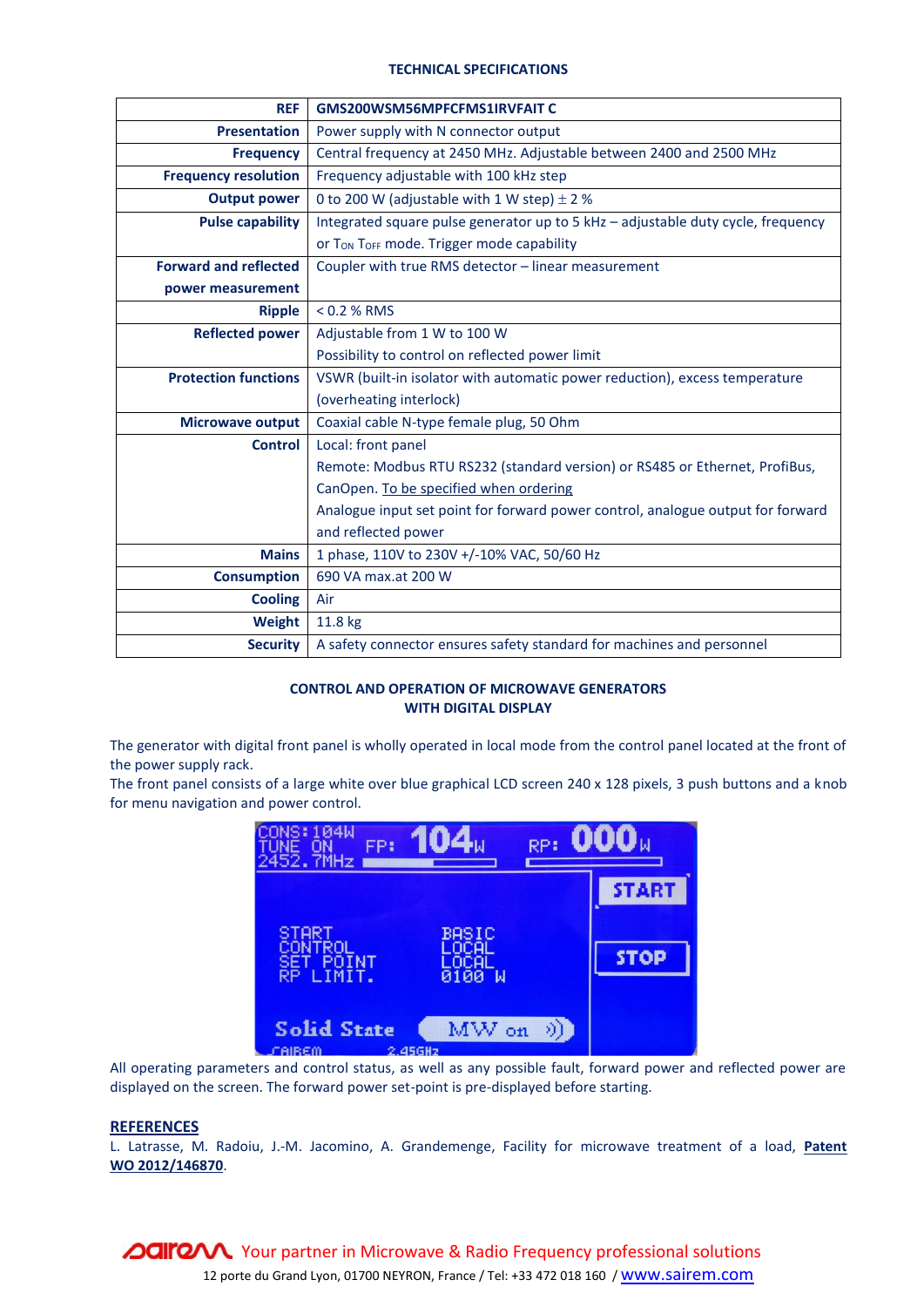**TECHNICAL SPECIFICATIONS**

| REF | GMS200WSM56MPFCFMS1IRVFAIT C |
|---|---|
| Presentation | Power supply with N connector output |
| Frequency | Central frequency at 2450 MHz. Adjustable between 2400 and 2500 MHz |
| Frequency resolution | Frequency adjustable with 100 kHz step |
| Output power | 0 to 200 W (adjustable with 1 W step) ± 2 % |
| Pulse capability | Integrated square pulse generator up to 5 kHz – adjustable duty cycle, frequency or $T_{ON}$ $T_{OFF}$ mode. Trigger mode capability |
| Forward and reflected power measurement | Coupler with true RMS detector – linear measurement |
| Ripple | < 0.2 % RMS |
| Reflected power | Adjustable from 1 W to 100 W<br>Possibility to control on reflected power limit |
| Protection functions | VSWR (built-in isolator with automatic power reduction), excess temperature (overheating interlock) |
| Microwave output | Coaxial cable N-type female plug, 50 Ohm |
| Control | Local: front panel<br>Remote: Modbus RTU RS232 (standard version) or RS485 or Ethernet, ProfiBus, CanOpen. To be specified when ordering<br>Analogue input set point for forward power control, analogue output for forward and reflected power |
| Mains | 1 phase, 110V to 230V +/-10% VAC, 50/60 Hz |
| Consumption | 690 VA max.at 200 W |
| Cooling | Air |
| Weight | 11.8 kg |
| Security | A safety connector ensures safety standard for machines and personnel |

**CONTROL AND OPERATION OF MICROWAVE GENERATORS WITH DIGITAL DISPLAY**

The generator with digital front panel is wholly operated in local mode from the control panel located at the front of the power supply rack.

The front panel consists of a large white over blue graphical LCD screen 240 x 128 pixels, 3 push buttons and a knob for menu navigation and power control.

All operating parameters and control status, as well as any possible fault, forward power and reflected power are displayed on the screen. The forward power set-point is pre-displayed before starting.

**REFERENCES**

L. Latrasse, M. Radoiu, J.-M. Jacomino, A. Grandemenge, Facility for microwave treatment of a load, **Patent WO 2012/146870**.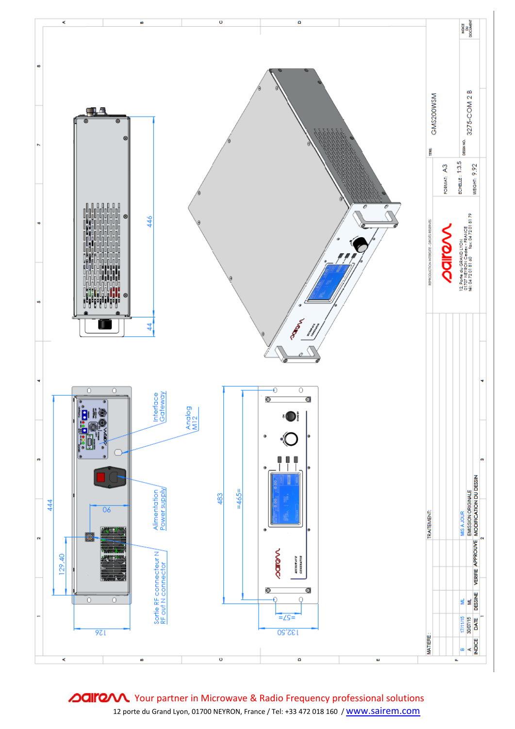GMS200WSM

FORMAT: A3

ECHELLE: 1:3,5

WEIGHT: 9,92

DESSIN NO. 3276-COM 2 B

12 Porte du GRAND LYON
01707 NEYRON Cedex - FRANCE
tel: 04 72 01 81 60 fax: 04 72 01 81 79

REPRODUCTION INTERDITE - DROITS RESERVES

TRAITEMENT:

MATIERE:

| INDICE | DATE | DESSINE | VERIFIE | APPROUVE | MODIFICATION DU DESSIN |
|---|---|---|---|---|---|
| B | 17/11/15 | ML | | | MIS A JOUR |
| A | 30/07/15 | ML | | | EMISSION ORIGINALE |

446

44

444

129,40

126

06

483

=465=

=57=

132,50

Interface Gateway

Analog M12

Alimentation Power supply

Sortie RF connecteur N
RF out N connector

Your partner in Microwave & Radio Frequency professional solutions

12 porte du Grand Lyon, 01700 NEYRON, France / Tel: +33 472 018 160 / www.sairem.com